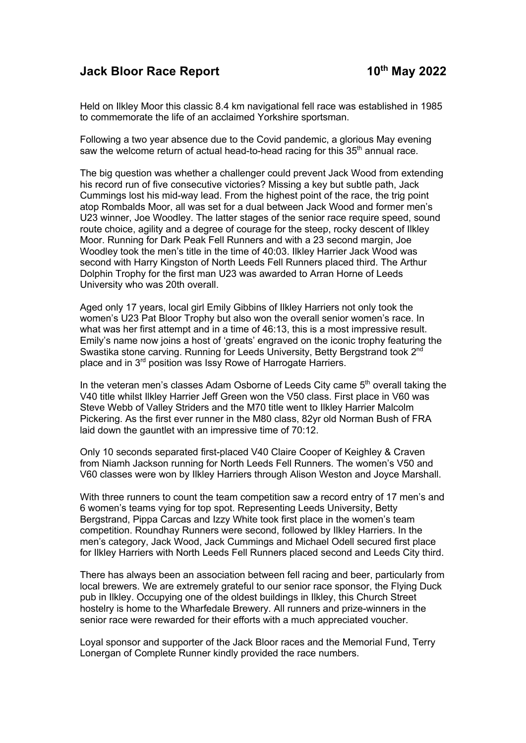# Jack Bloor Race Report 10th May 2022

Held on Ilkley Moor this classic 8.4 km navigational fell race was established in 1985 to commemorate the life of an acclaimed Yorkshire sportsman.

Following a two year absence due to the Covid pandemic, a glorious May evening saw the welcome return of actual head-to-head racing for this 35th annual race.

The big question was whether a challenger could prevent Jack Wood from extending his record run of five consecutive victories? Missing a key but subtle path, Jack Cummings lost his mid-way lead. From the highest point of the race, the trig point atop Rombalds Moor, all was set for a dual between Jack Wood and former men's U23 winner, Joe Woodley. The latter stages of the senior race require speed, sound route choice, agility and a degree of courage for the steep, rocky descent of Ilkley Moor. Running for Dark Peak Fell Runners and with a 23 second margin, Joe Woodley took the men's title in the time of 40:03. Ilkley Harrier Jack Wood was second with Harry Kingston of North Leeds Fell Runners placed third. The Arthur Dolphin Trophy for the first man U23 was awarded to Arran Horne of Leeds University who was 20th overall.

Aged only 17 years, local girl Emily Gibbins of Ilkley Harriers not only took the women's U23 Pat Bloor Trophy but also won the overall senior women's race. In what was her first attempt and in a time of 46:13, this is a most impressive result. Emily's name now joins a host of 'greats' engraved on the iconic trophy featuring the Swastika stone carving. Running for Leeds University, Betty Bergstrand took 2nd place and in 3rd position was Issy Rowe of Harrogate Harriers.

In the veteran men's classes Adam Osborne of Leeds City came 5th overall taking the V40 title whilst Ilkley Harrier Jeff Green won the V50 class. First place in V60 was Steve Webb of Valley Striders and the M70 title went to Ilkley Harrier Malcolm Pickering. As the first ever runner in the M80 class, 82yr old Norman Bush of FRA laid down the gauntlet with an impressive time of 70:12.

Only 10 seconds separated first-placed V40 Claire Cooper of Keighley & Craven from Niamh Jackson running for North Leeds Fell Runners. The women's V50 and V60 classes were won by Ilkley Harriers through Alison Weston and Joyce Marshall.

With three runners to count the team competition saw a record entry of 17 men's and 6 women's teams vying for top spot. Representing Leeds University, Betty Bergstrand, Pippa Carcas and Izzy White took first place in the women's team competition. Roundhay Runners were second, followed by Ilkley Harriers. In the men's category, Jack Wood, Jack Cummings and Michael Odell secured first place for Ilkley Harriers with North Leeds Fell Runners placed second and Leeds City third.

There has always been an association between fell racing and beer, particularly from local brewers. We are extremely grateful to our senior race sponsor, the Flying Duck pub in Ilkley. Occupying one of the oldest buildings in Ilkley, this Church Street hostelry is home to the Wharfedale Brewery. All runners and prize-winners in the senior race were rewarded for their efforts with a much appreciated voucher.

Loyal sponsor and supporter of the Jack Bloor races and the Memorial Fund, Terry Lonergan of Complete Runner kindly provided the race numbers.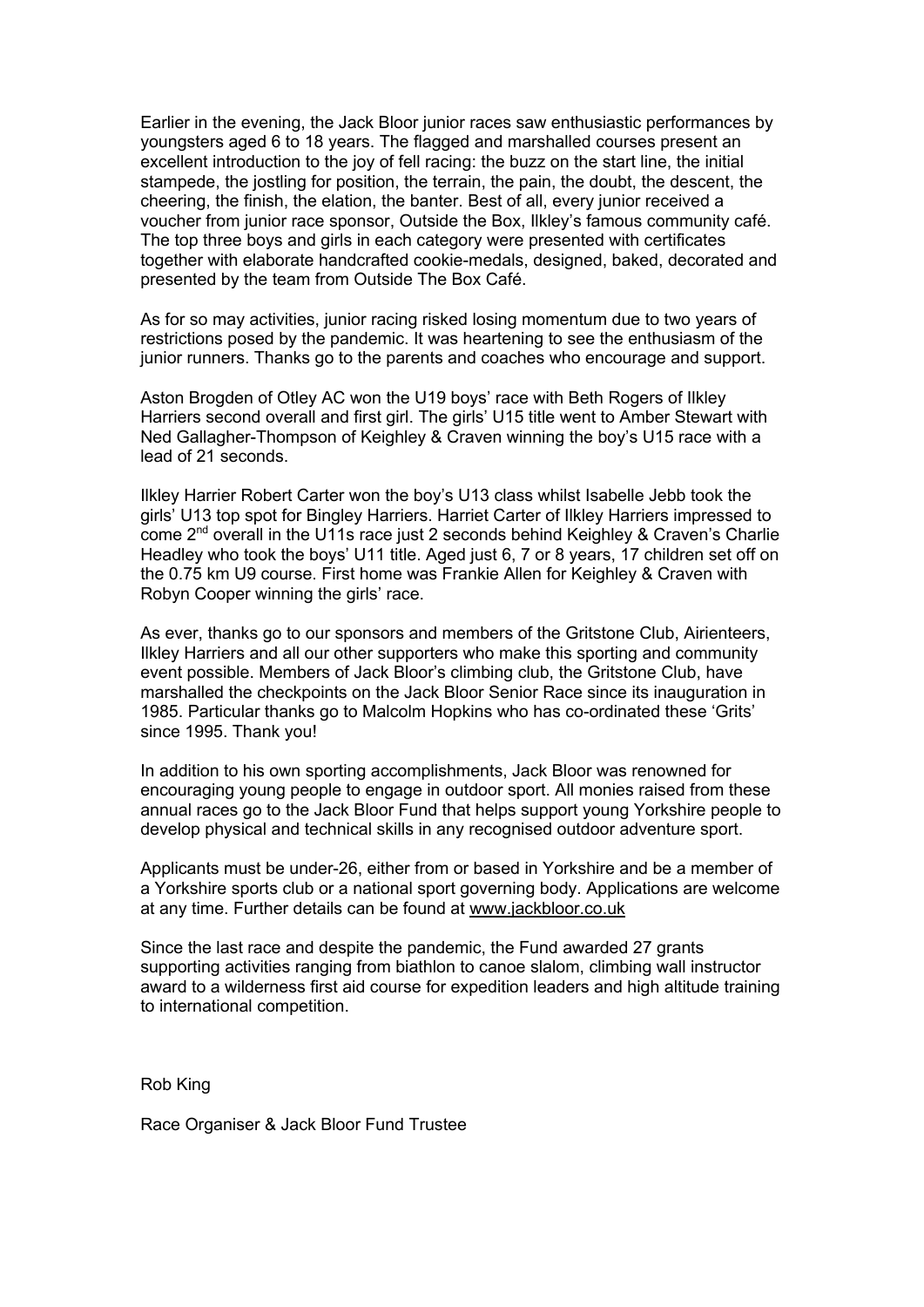Earlier in the evening, the Jack Bloor junior races saw enthusiastic performances by youngsters aged 6 to 18 years. The flagged and marshalled courses present an excellent introduction to the joy of fell racing: the buzz on the start line, the initial stampede, the jostling for position, the terrain, the pain, the doubt, the descent, the cheering, the finish, the elation, the banter. Best of all, every junior received a voucher from junior race sponsor, Outside the Box, Ilkley's famous community café. The top three boys and girls in each category were presented with certificates together with elaborate handcrafted cookie-medals, designed, baked, decorated and presented by the team from Outside The Box Café.

As for so may activities, junior racing risked losing momentum due to two years of restrictions posed by the pandemic. It was heartening to see the enthusiasm of the junior runners. Thanks go to the parents and coaches who encourage and support.

Aston Brogden of Otley AC won the U19 boys' race with Beth Rogers of Ilkley Harriers second overall and first girl. The girls' U15 title went to Amber Stewart with Ned Gallagher-Thompson of Keighley & Craven winning the boy's U15 race with a lead of 21 seconds.

Ilkley Harrier Robert Carter won the boy's U13 class whilst Isabelle Jebb took the girls' U13 top spot for Bingley Harriers. Harriet Carter of Ilkley Harriers impressed to come 2nd overall in the U11s race just 2 seconds behind Keighley & Craven's Charlie Headley who took the boys' U11 title. Aged just 6, 7 or 8 years, 17 children set off on the 0.75 km U9 course. First home was Frankie Allen for Keighley & Craven with Robyn Cooper winning the girls' race.

As ever, thanks go to our sponsors and members of the Gritstone Club, Airienteers, Ilkley Harriers and all our other supporters who make this sporting and community event possible. Members of Jack Bloor's climbing club, the Gritstone Club, have marshalled the checkpoints on the Jack Bloor Senior Race since its inauguration in 1985. Particular thanks go to Malcolm Hopkins who has co-ordinated these 'Grits' since 1995. Thank you!

In addition to his own sporting accomplishments, Jack Bloor was renowned for encouraging young people to engage in outdoor sport. All monies raised from these annual races go to the Jack Bloor Fund that helps support young Yorkshire people to develop physical and technical skills in any recognised outdoor adventure sport.

Applicants must be under-26, either from or based in Yorkshire and be a member of a Yorkshire sports club or a national sport governing body. Applications are welcome at any time. Further details can be found at www.jackbloor.co.uk

Since the last race and despite the pandemic, the Fund awarded 27 grants supporting activities ranging from biathlon to canoe slalom, climbing wall instructor award to a wilderness first aid course for expedition leaders and high altitude training to international competition.

Rob King

Race Organiser & Jack Bloor Fund Trustee